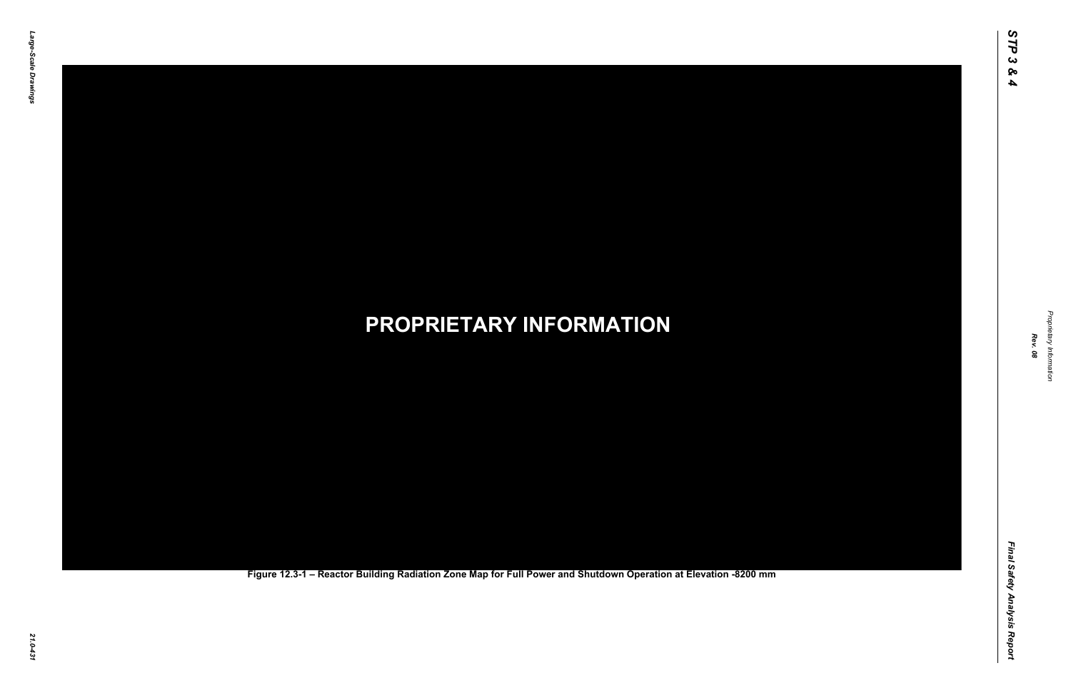PROPRIETARY INFORMATION

Figure 12.3-1 – Reactor Building Radiation Zone Map for Full Power and Shutdown Operation at Elevation -8200 mm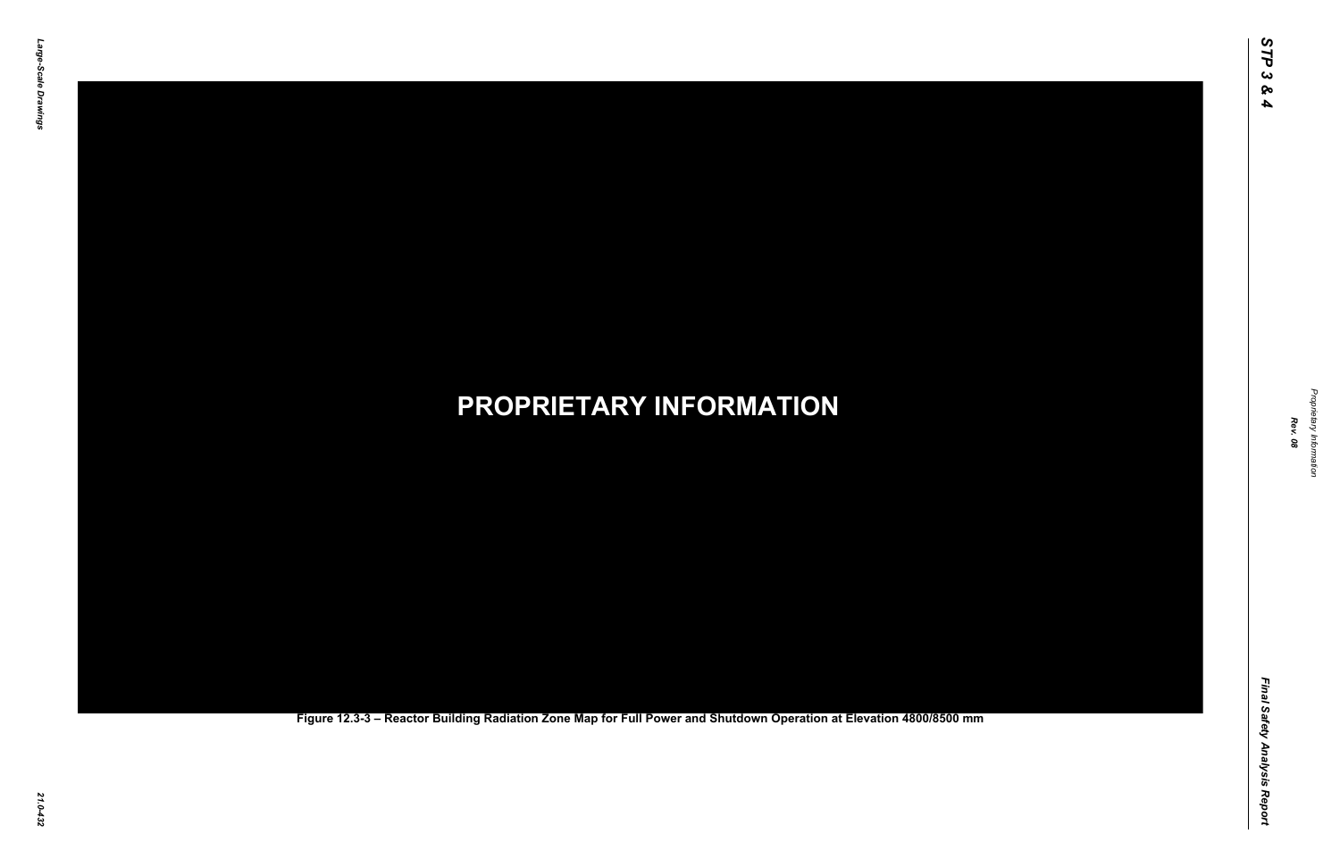PROPRIETARY INFORMATION

Figure 12.3-3 – Reactor Building Radiation Zone Map for Full Power and Shutdown Operation at Elevation 4800/8500 mm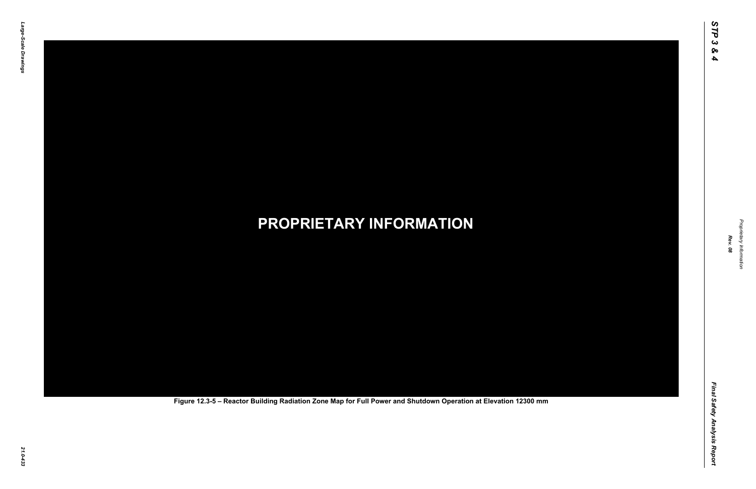PROPRIETARY INFORMATION

Figure 12.3-5 – Reactor Building Radiation Zone Map for Full Power and Shutdown Operation at Elevation 12300 mm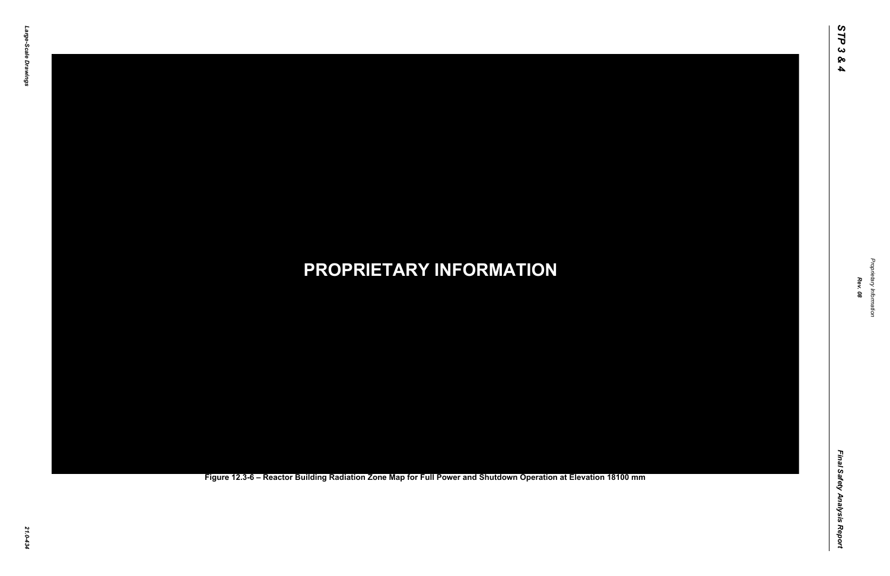PROPRIETARY INFORMATION

Figure 12.3-6 – Reactor Building Radiation Zone Map for Full Power and Shutdown Operation at Elevation 18100 mm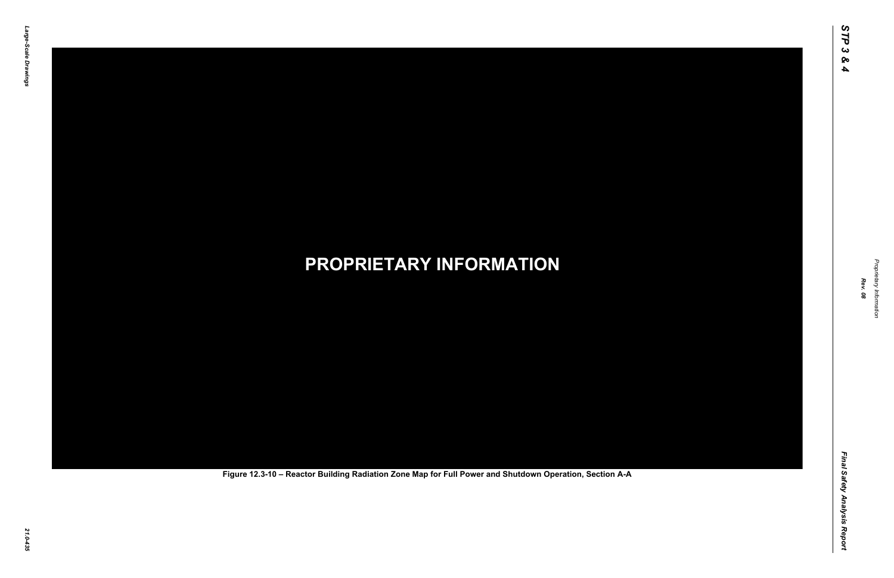PROPRIETARY INFORMATION

Figure 12.3-10 – Reactor Building Radiation Zone Map for Full Power and Shutdown Operation, Section A-A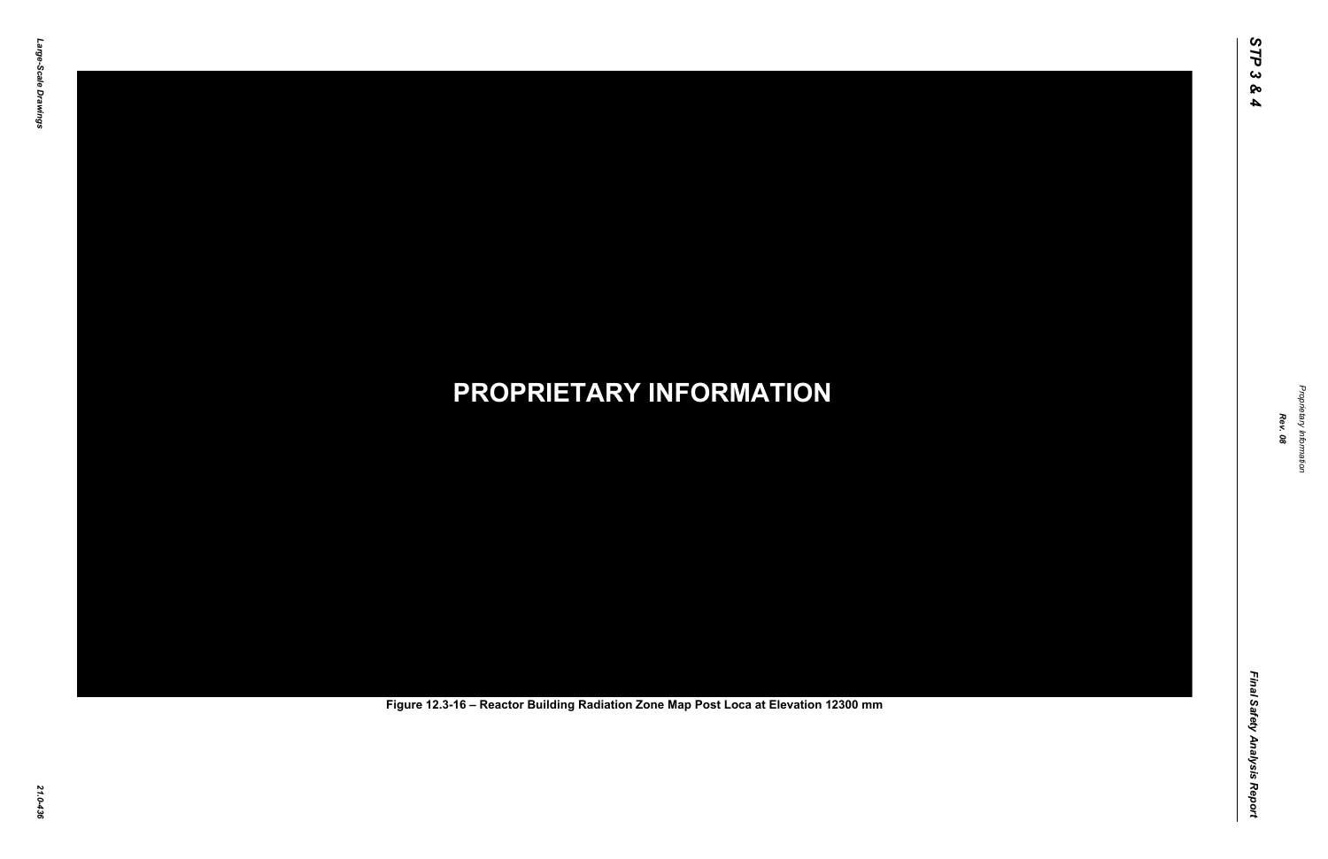**PROPRIETARY INFORMATION**

Figure 12.3-16 – Reactor Building Radiation Zone Map Post Loca at Elevation 12300 mm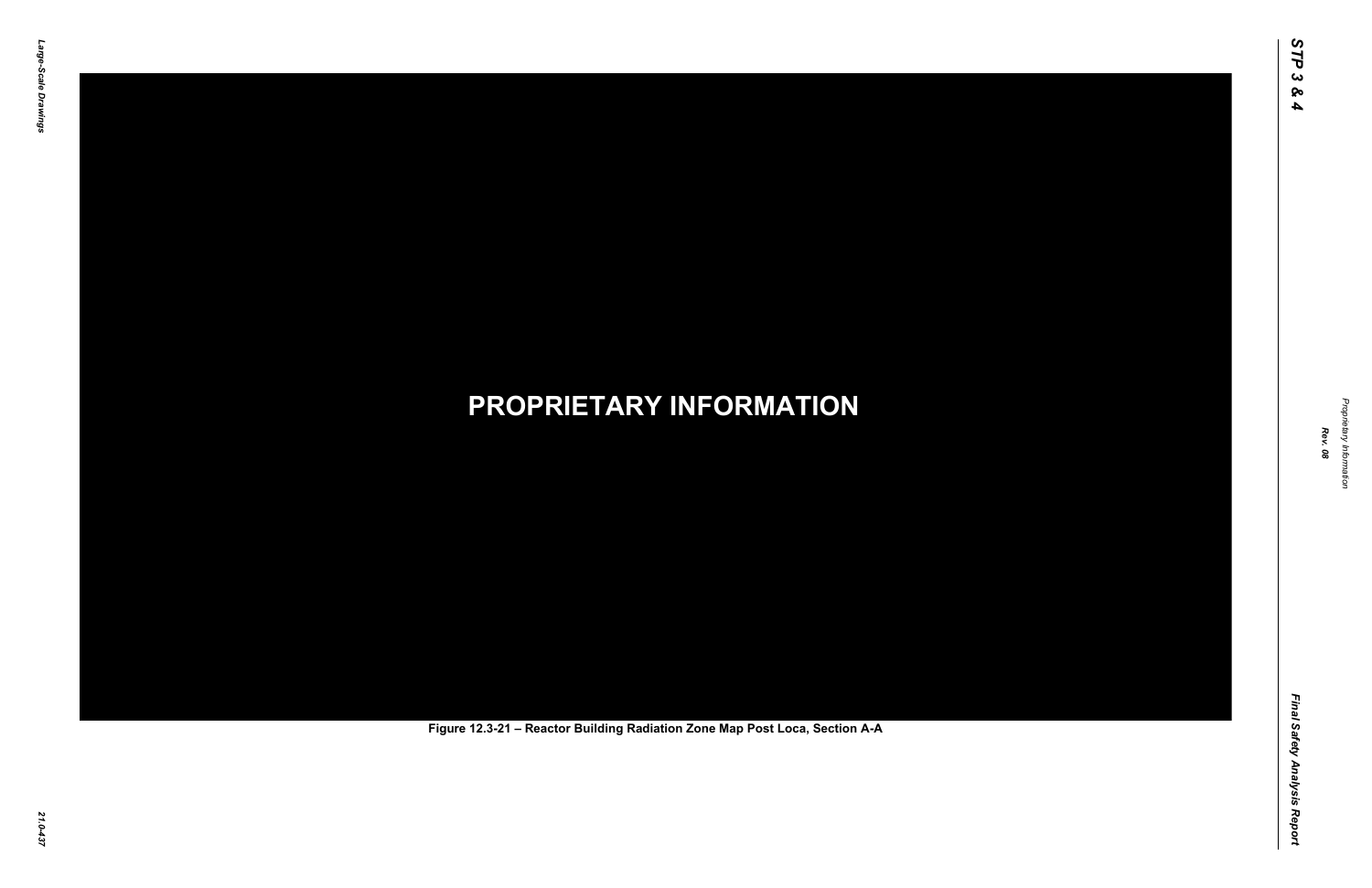PROPRIETARY INFORMATION

Figure 12.3-21 – Reactor Building Radiation Zone Map Post Loca, Section A-A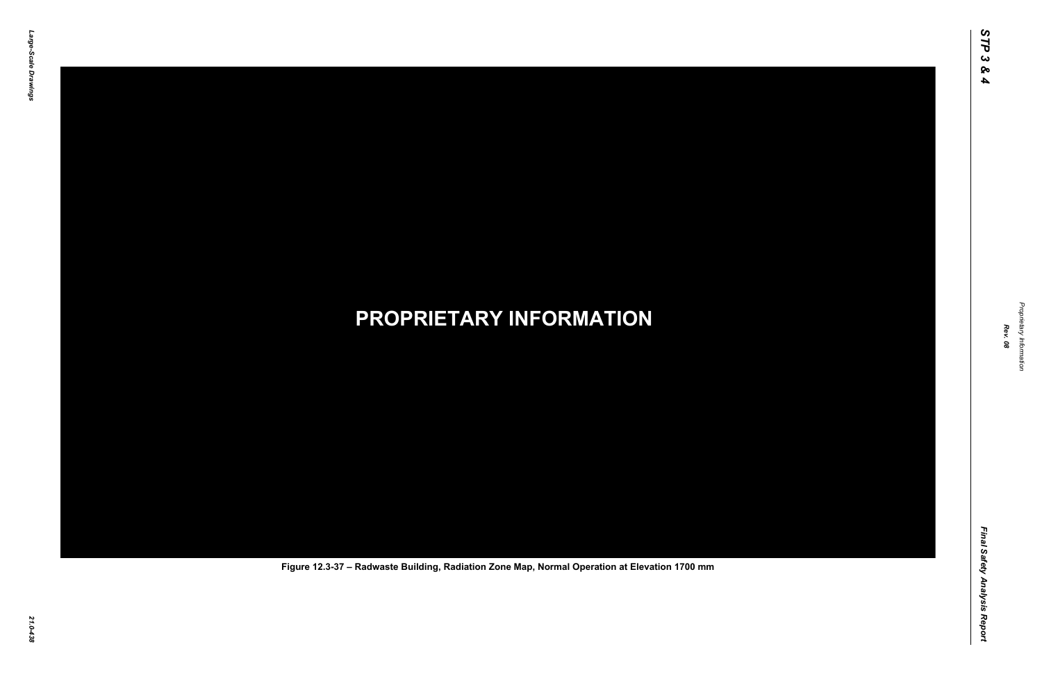**PROPRIETARY INFORMATION**

Figure 12.3-37 – Radwaste Building, Radiation Zone Map, Normal Operation at Elevation 1700 mm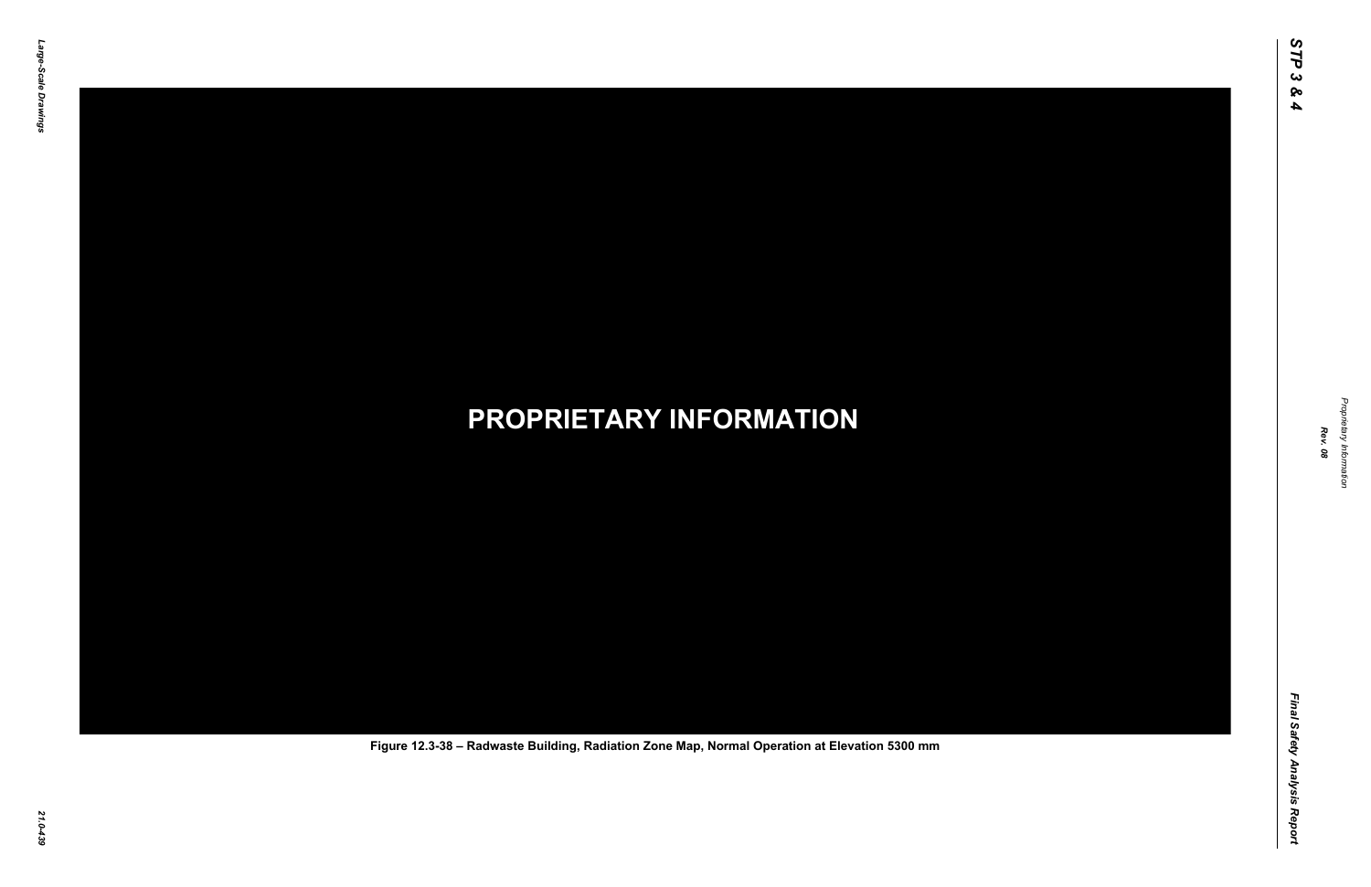PROPRIETARY INFORMATION

Figure 12.3-38 – Radwaste Building, Radiation Zone Map, Normal Operation at Elevation 5300 mm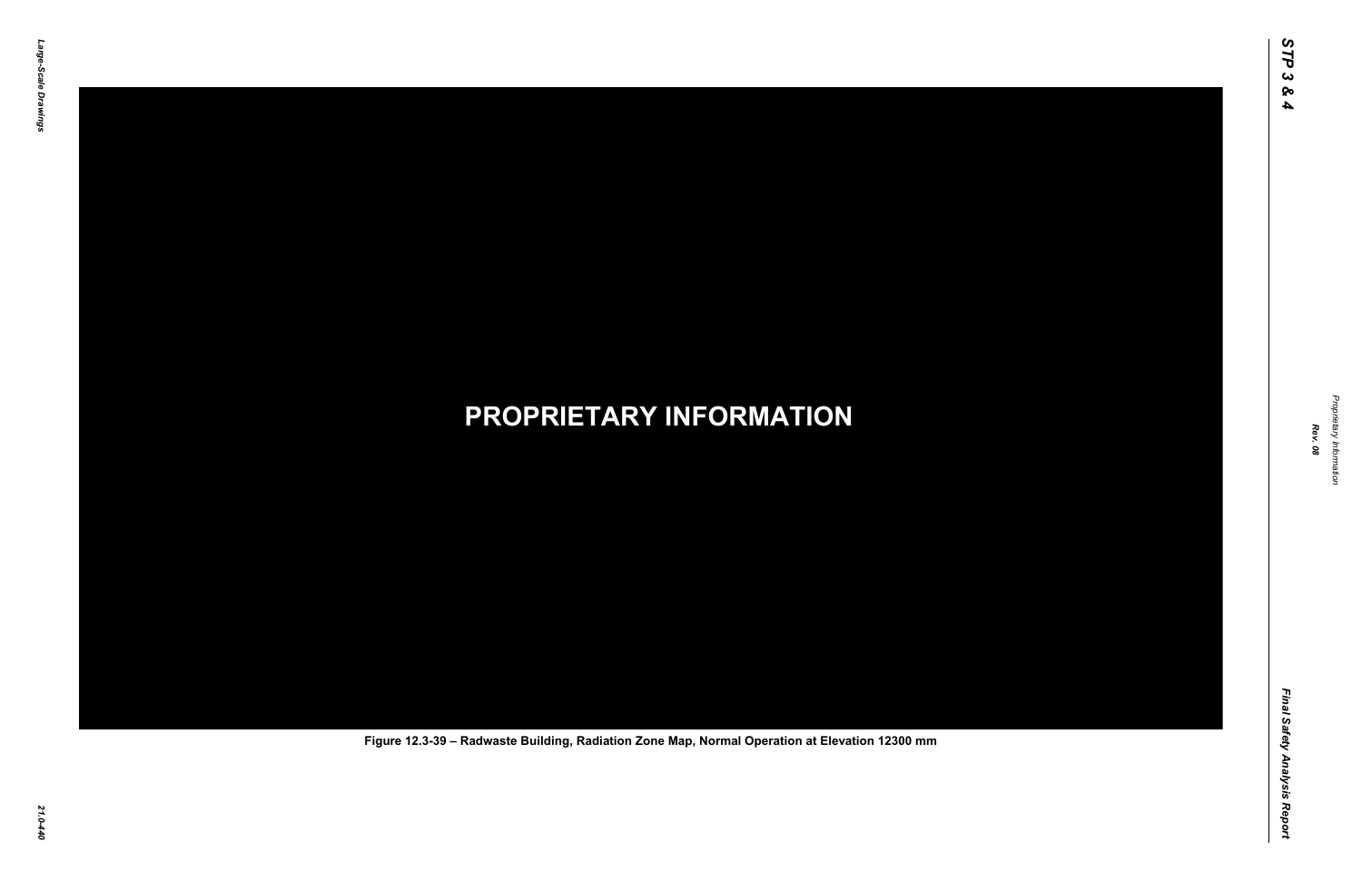PROPRIETARY INFORMATION

Figure 12.3-39 – Radwaste Building, Radiation Zone Map, Normal Operation at Elevation 12300 mm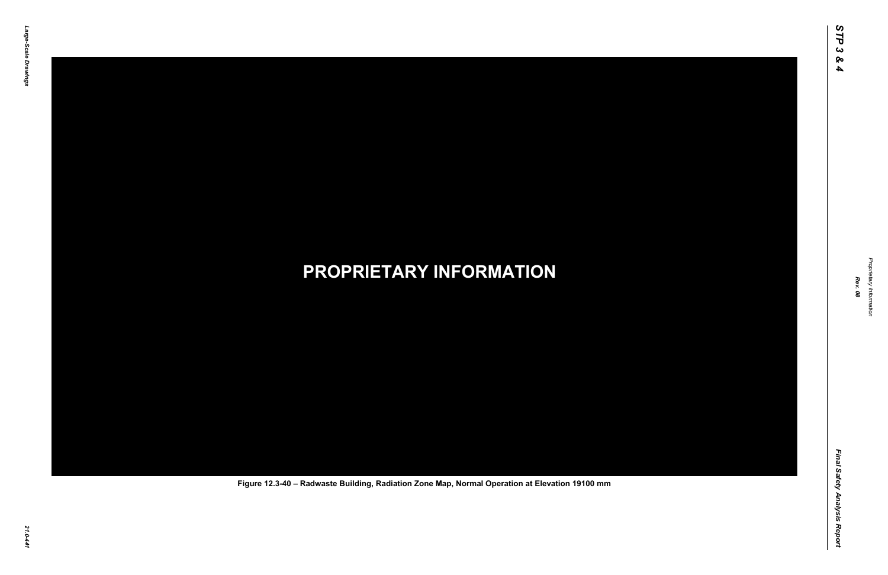PROPRIETARY INFORMATION

Figure 12.3-40 – Radwaste Building, Radiation Zone Map, Normal Operation at Elevation 19100 mm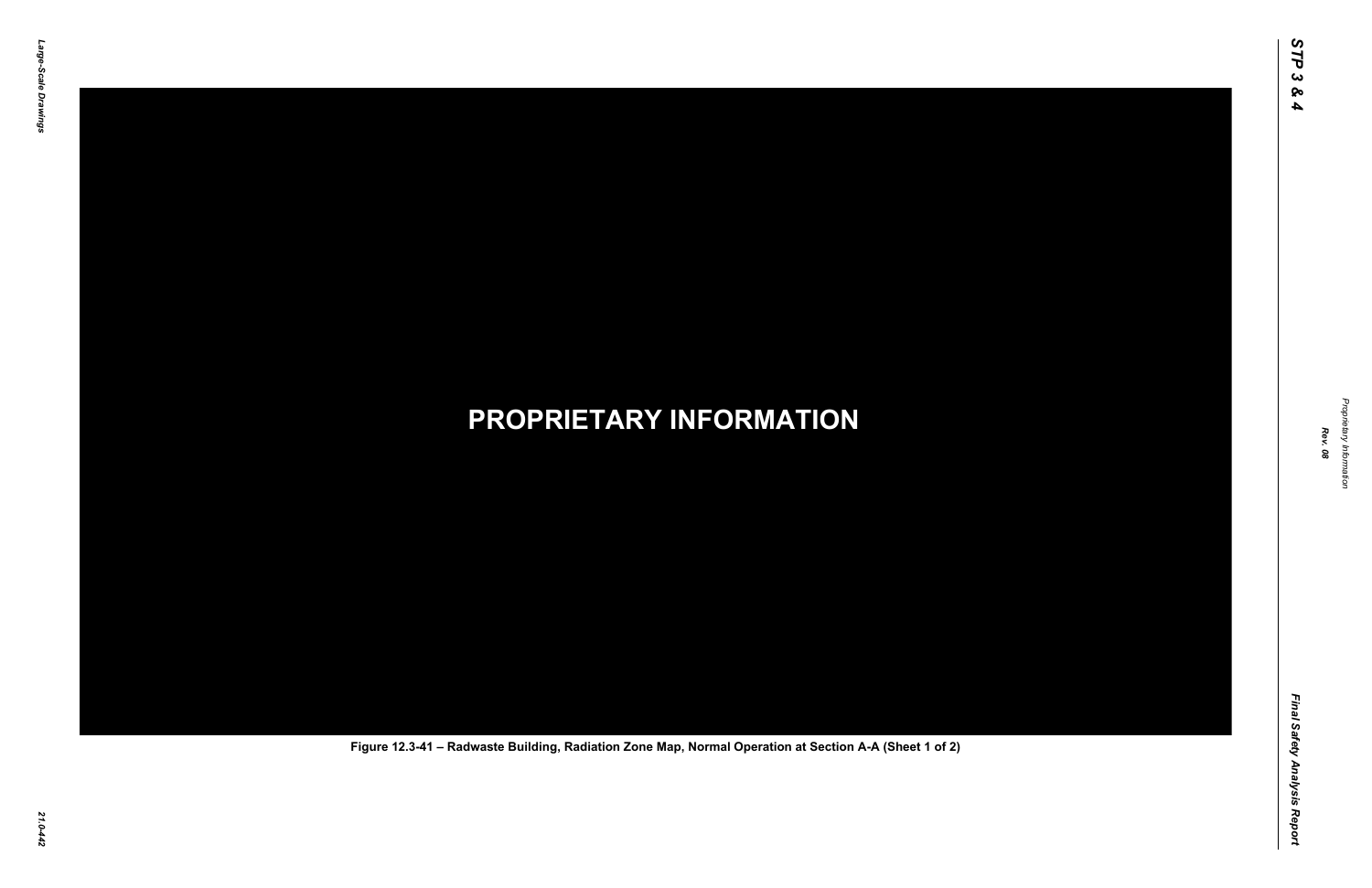PROPRIETARY INFORMATION

Figure 12.3-41 – Radwaste Building, Radiation Zone Map, Normal Operation at Section A-A (Sheet 1 of 2)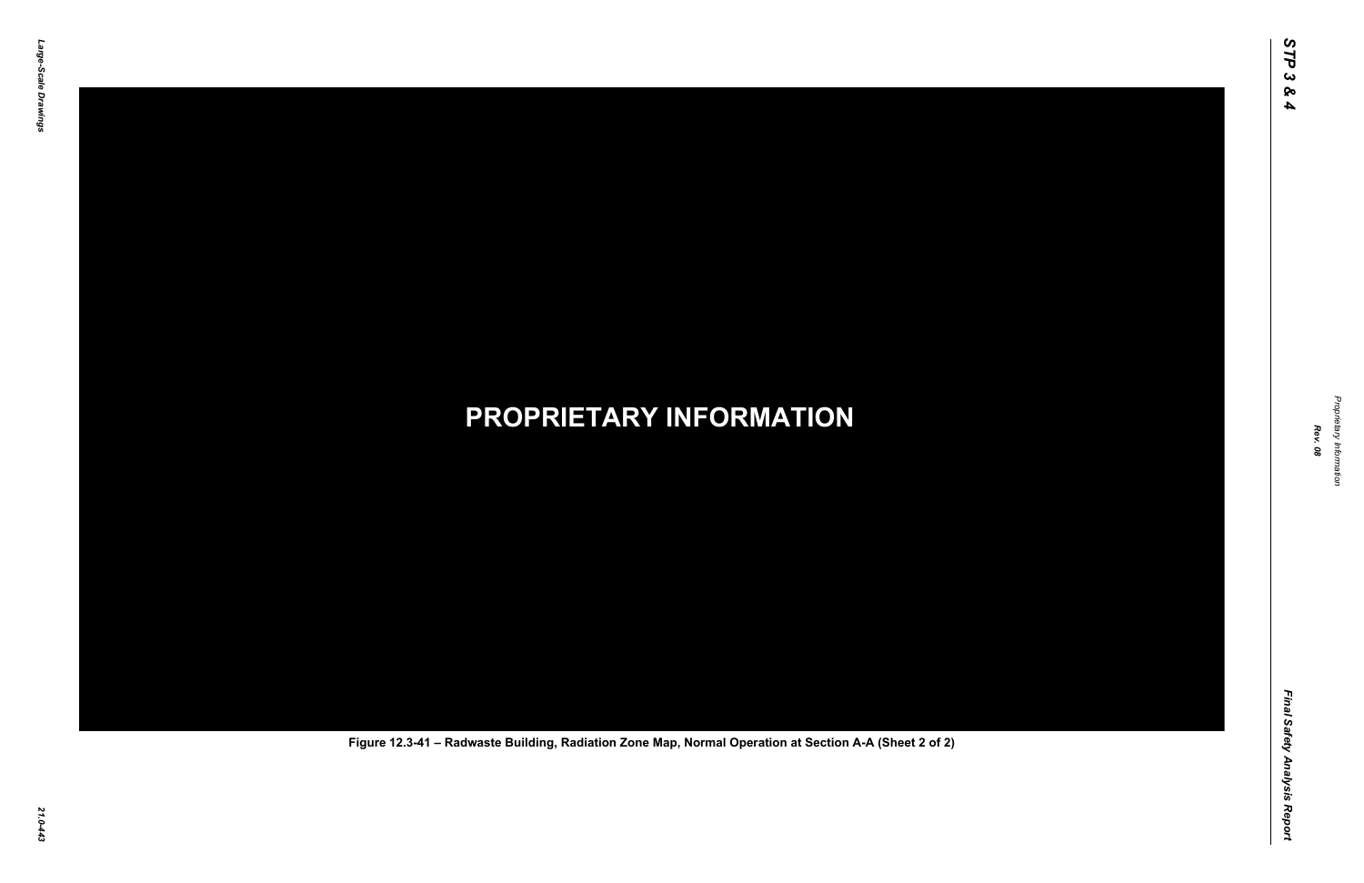PROPRIETARY INFORMATION

Figure 12.3-41 – Radwaste Building, Radiation Zone Map, Normal Operation at Section A-A (Sheet 2 of 2)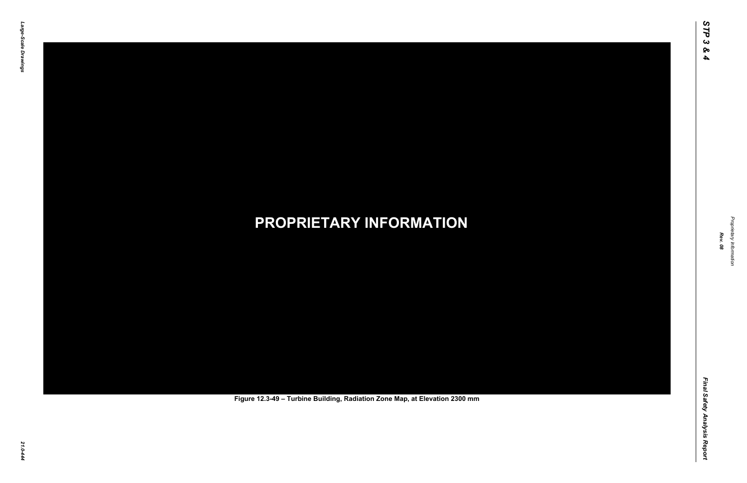PROPRIETARY INFORMATION

Figure 12.3-49 – Turbine Building, Radiation Zone Map, at Elevation 2300 mm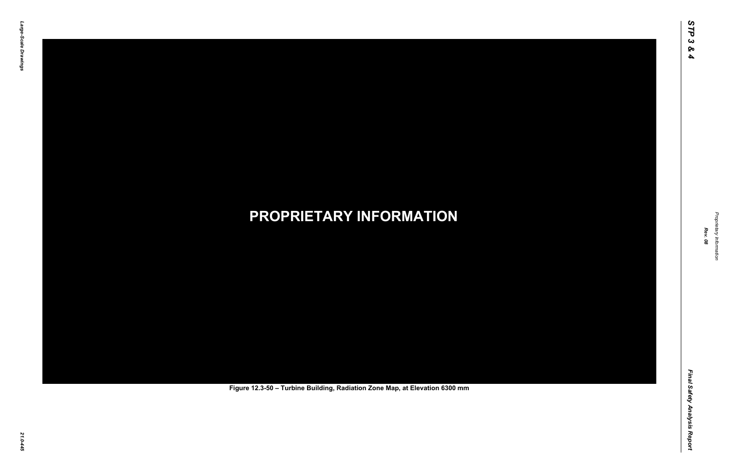**PROPRIETARY INFORMATION**

Figure 12.3-50 – Turbine Building, Radiation Zone Map, at Elevation 6300 mm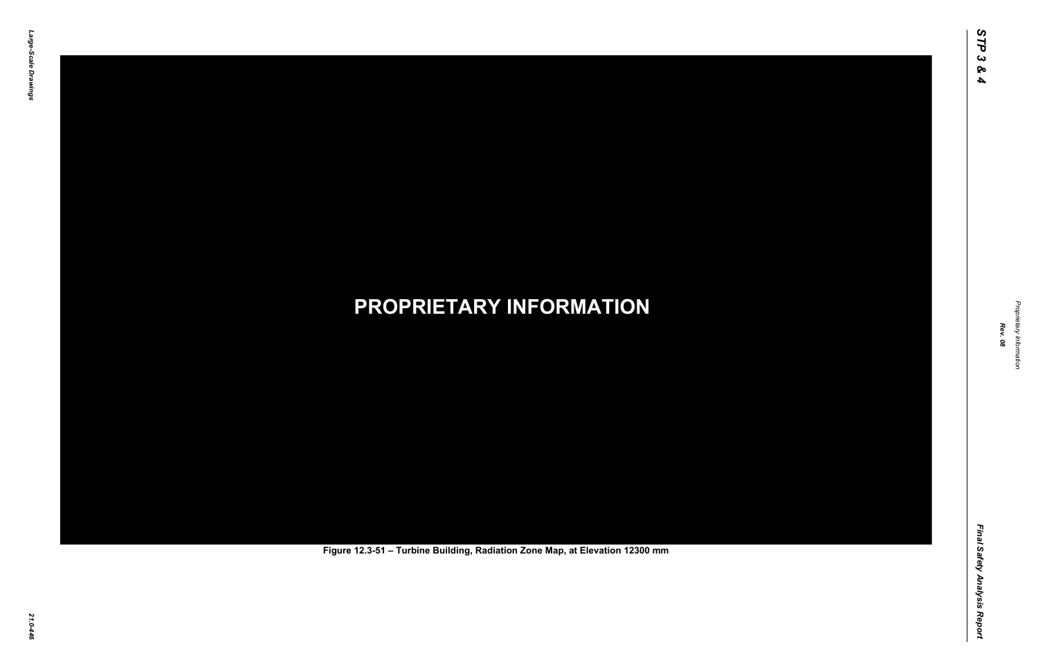**PROPRIETARY INFORMATION**

Figure 12.3-51 – Turbine Building, Radiation Zone Map, at Elevation 12300 mm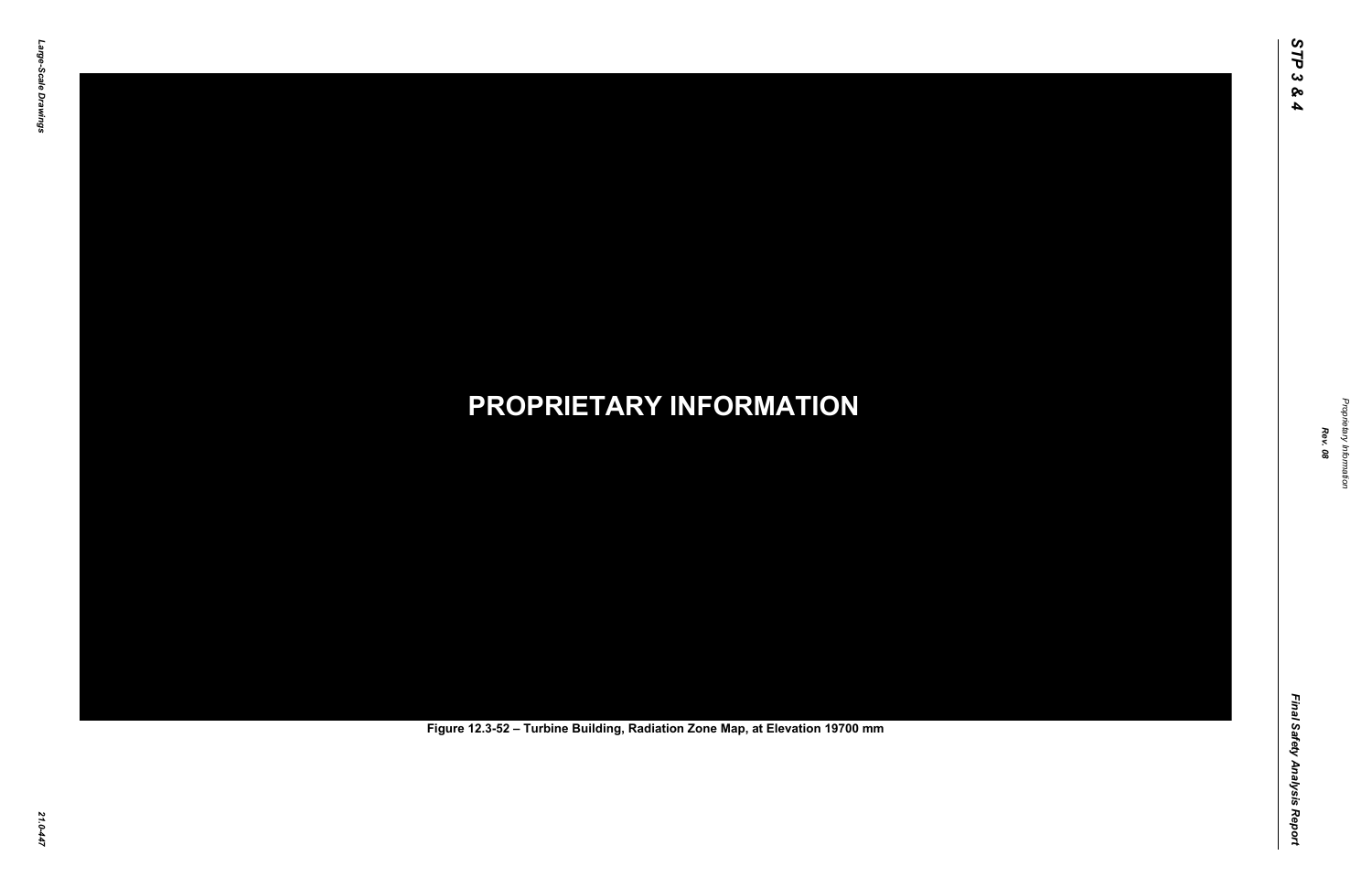**PROPRIETARY INFORMATION**

Figure 12.3-52 – Turbine Building, Radiation Zone Map, at Elevation 19700 mm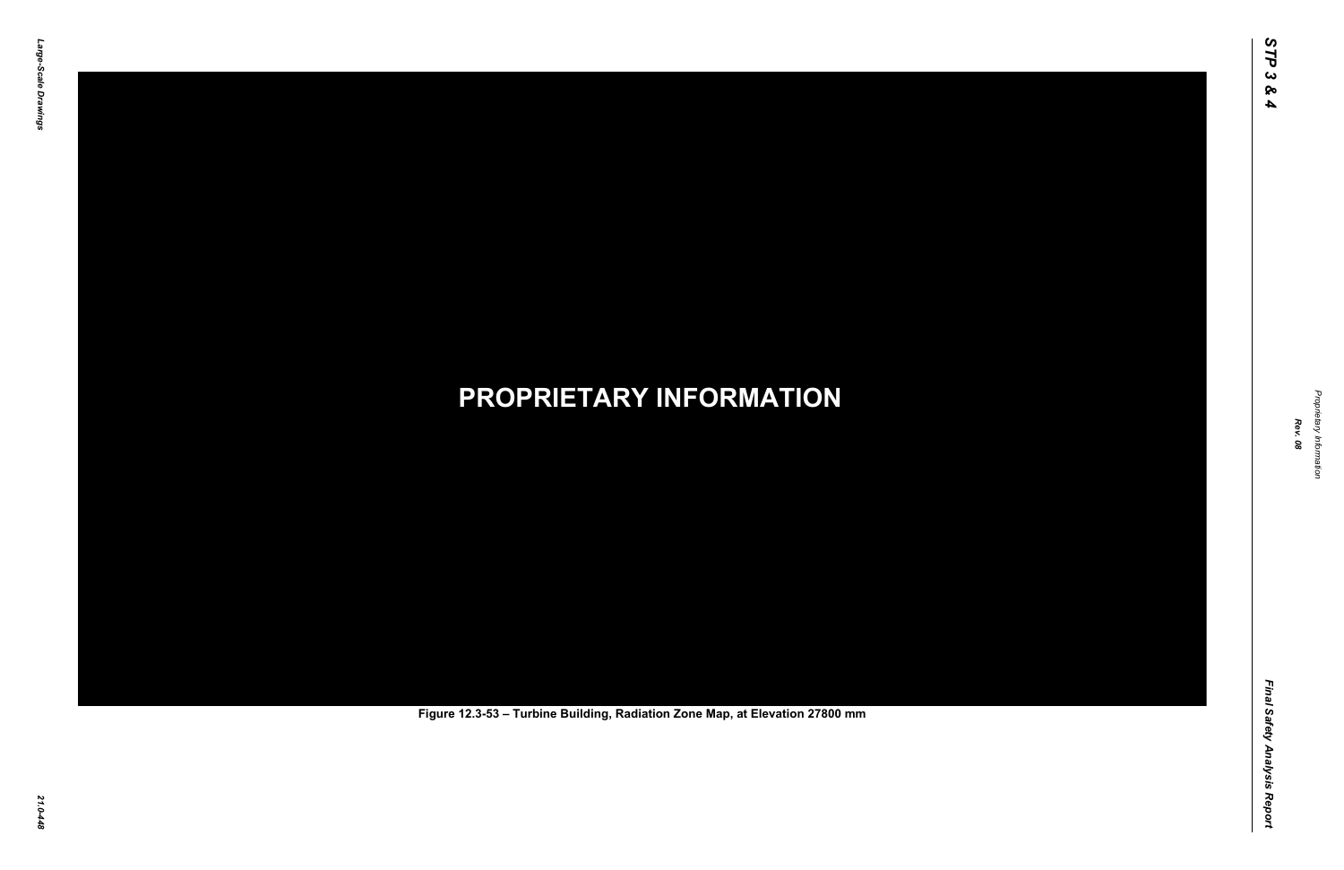**PROPRIETARY INFORMATION**

Figure 12.3-53 – Turbine Building, Radiation Zone Map, at Elevation 27800 mm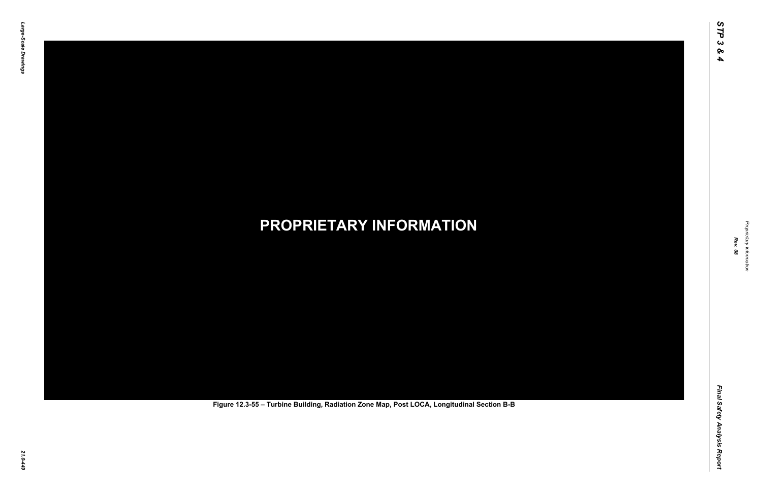**PROPRIETARY INFORMATION**

**Figure 12.3-55 – Turbine Building, Radiation Zone Map, Post LOCA, Longitudinal Section B-B**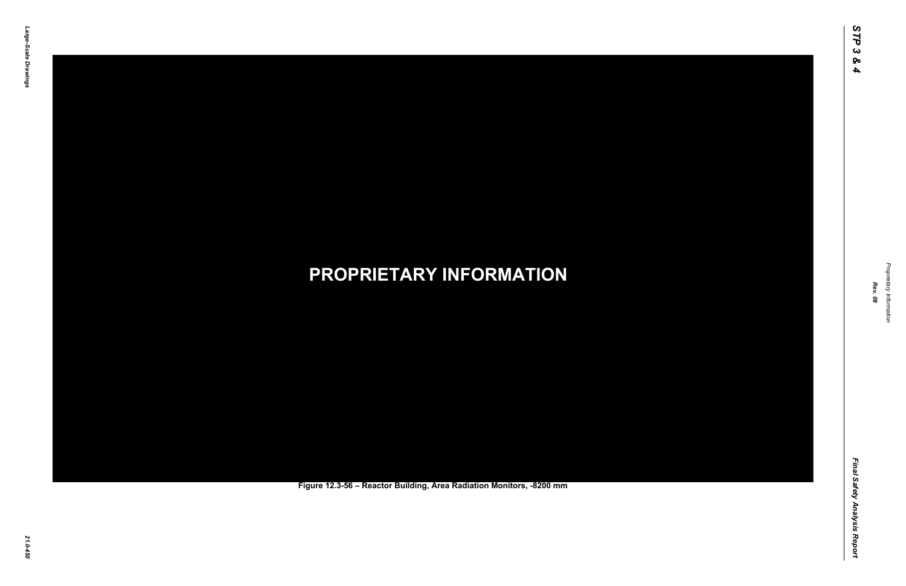**PROPRIETARY INFORMATION**

**Figure 12.3-56 – Reactor Building, Area Radiation Monitors, -8200 mm**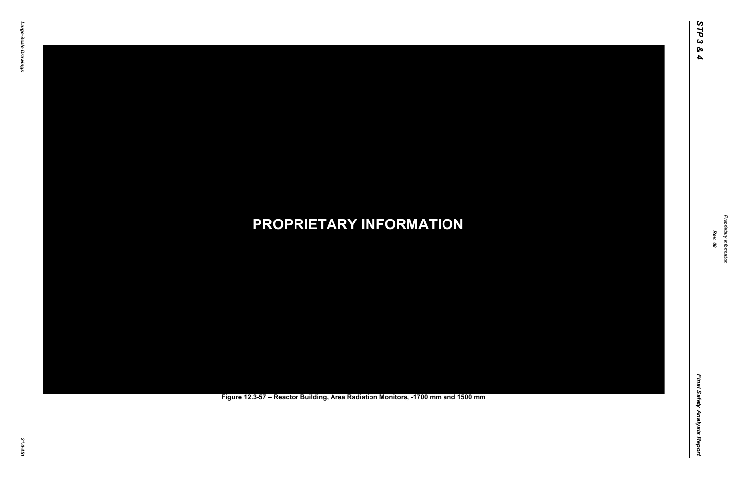PROPRIETARY INFORMATION

Figure 12.3-57 – Reactor Building, Area Radiation Monitors, -1700 mm and 1500 mm